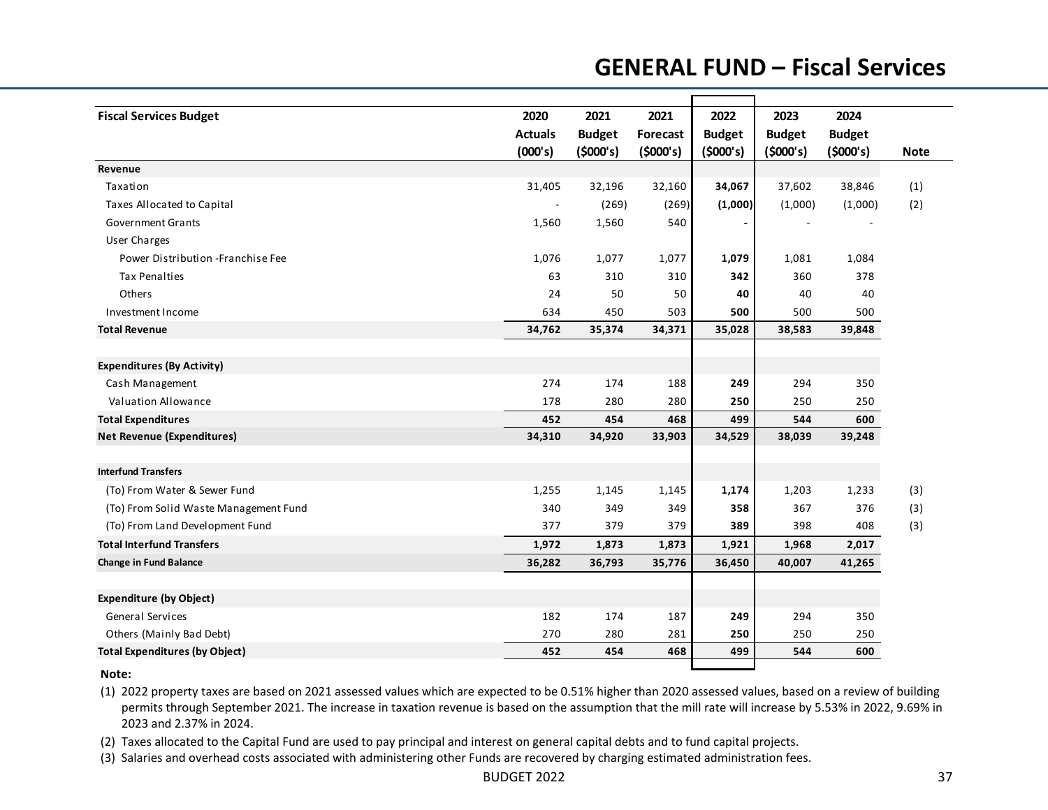# GENERAL FUND – Fiscal Services

| Fiscal Services Budget | 2020 Actuals (000's) | 2021 Budget ($000's) | 2021 Forecast ($000's) | 2022 Budget ($000's) | 2023 Budget ($000's) | 2024 Budget ($000's) | Note |
|---|---|---|---|---|---|---|---|
| **Revenue** | | | | | | | |
| Taxation | 31,405 | 32,196 | 32,160 | **34,067** | 37,602 | 38,846 | (1) |
| Taxes Allocated to Capital | - | (269) | (269) | **(1,000)** | (1,000) | (1,000) | (2) |
| Government Grants | 1,560 | 1,560 | 540 | **-** | - | - | |
| User Charges | | | | | | | |
| Power Distribution -Franchise Fee | 1,076 | 1,077 | 1,077 | **1,079** | 1,081 | 1,084 | |
| Tax Penalties | 63 | 310 | 310 | **342** | 360 | 378 | |
| Others | 24 | 50 | 50 | **40** | 40 | 40 | |
| Investment Income | 634 | 450 | 503 | **500** | 500 | 500 | |
| **Total Revenue** | **34,762** | **35,374** | **34,371** | **35,028** | **38,583** | **39,848** | |
| | | | | | | | |
| **Expenditures (By Activity)** | | | | | | | |
| Cash Management | 274 | 174 | 188 | **249** | 294 | 350 | |
| Valuation Allowance | 178 | 280 | 280 | **250** | 250 | 250 | |
| **Total Expenditures** | **452** | **454** | **468** | **499** | **544** | **600** | |
| **Net Revenue (Expenditures)** | **34,310** | **34,920** | **33,903** | **34,529** | **38,039** | **39,248** | |
| | | | | | | | |
| **Interfund Transfers** | | | | | | | |
| (To) From Water & Sewer Fund | 1,255 | 1,145 | 1,145 | **1,174** | 1,203 | 1,233 | (3) |
| (To) From Solid Waste Management Fund | 340 | 349 | 349 | **358** | 367 | 376 | (3) |
| (To) From Land Development Fund | 377 | 379 | 379 | **389** | 398 | 408 | (3) |
| **Total Interfund Transfers** | **1,972** | **1,873** | **1,873** | **1,921** | **1,968** | **2,017** | |
| **Change in Fund Balance** | **36,282** | **36,793** | **35,776** | **36,450** | **40,007** | **41,265** | |
| | | | | | | | |
| **Expenditure (by Object)** | | | | | | | |
| General Services | 182 | 174 | 187 | **249** | 294 | 350 | |
| Others (Mainly Bad Debt) | 270 | 280 | 281 | **250** | 250 | 250 | |
| **Total Expenditures (by Object)** | **452** | **454** | **468** | **499** | **544** | **600** | |

**Note:**

(1) 2022 property taxes are based on 2021 assessed values which are expected to be 0.51% higher than 2020 assessed values, based on a review of building permits through September 2021. The increase in taxation revenue is based on the assumption that the mill rate will increase by 5.53% in 2022, 9.69% in 2023 and 2.37% in 2024.

(2) Taxes allocated to the Capital Fund are used to pay principal and interest on general capital debts and to fund capital projects.

(3) Salaries and overhead costs associated with administering other Funds are recovered by charging estimated administration fees.